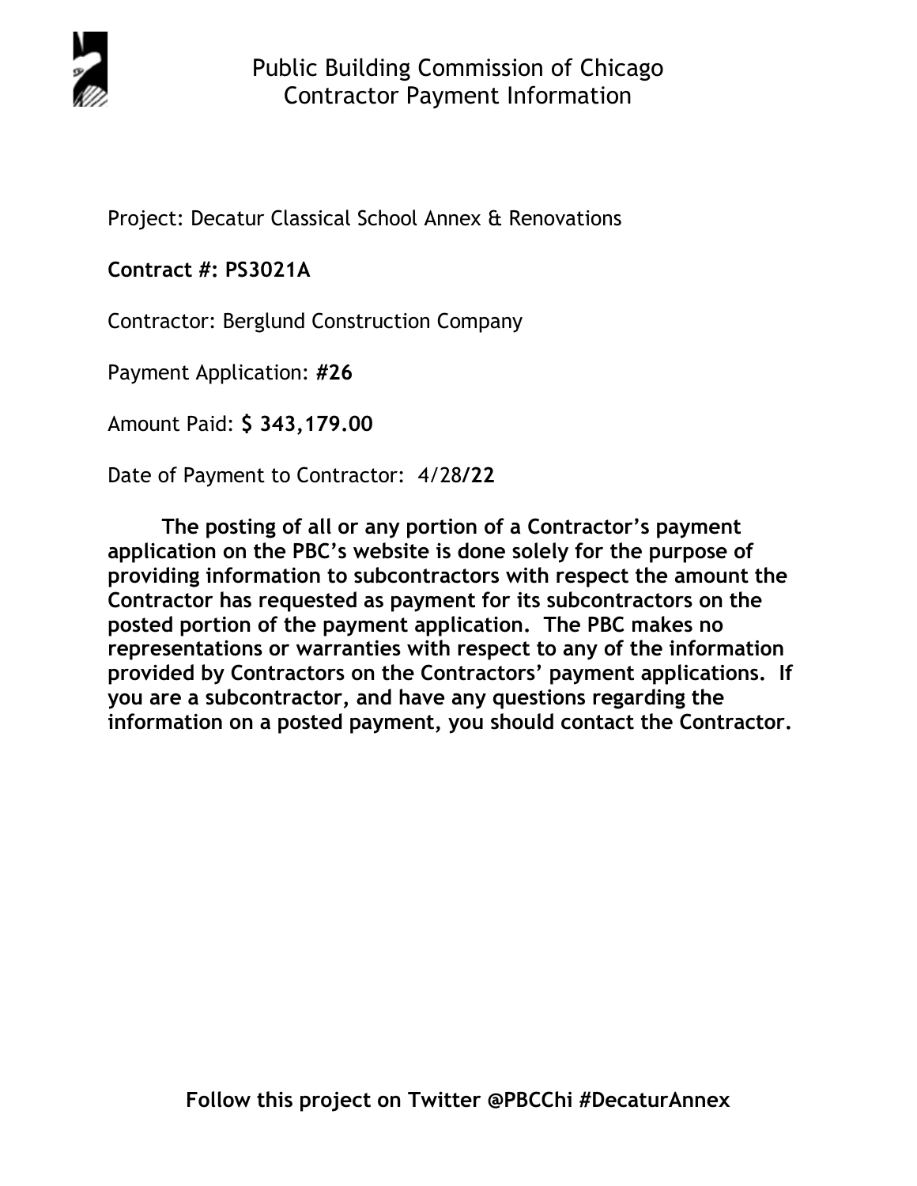# Public Building Commission of Chicago
## Contractor Payment Information

Project: Decatur Classical School Annex & Renovations

**Contract #: PS3021A**

Contractor: Berglund Construction Company

Payment Application: **#26**

Amount Paid: **$ 343,179.00**

Date of Payment to Contractor: 4/28**/22**

**The posting of all or any portion of a Contractor's payment application on the PBC's website is done solely for the purpose of providing information to subcontractors with respect the amount the Contractor has requested as payment for its subcontractors on the posted portion of the payment application. The PBC makes no representations or warranties with respect to any of the information provided by Contractors on the Contractors' payment applications. If you are a subcontractor, and have any questions regarding the information on a posted payment, you should contact the Contractor.**

**Follow this project on Twitter @PBCChi #DecaturAnnex**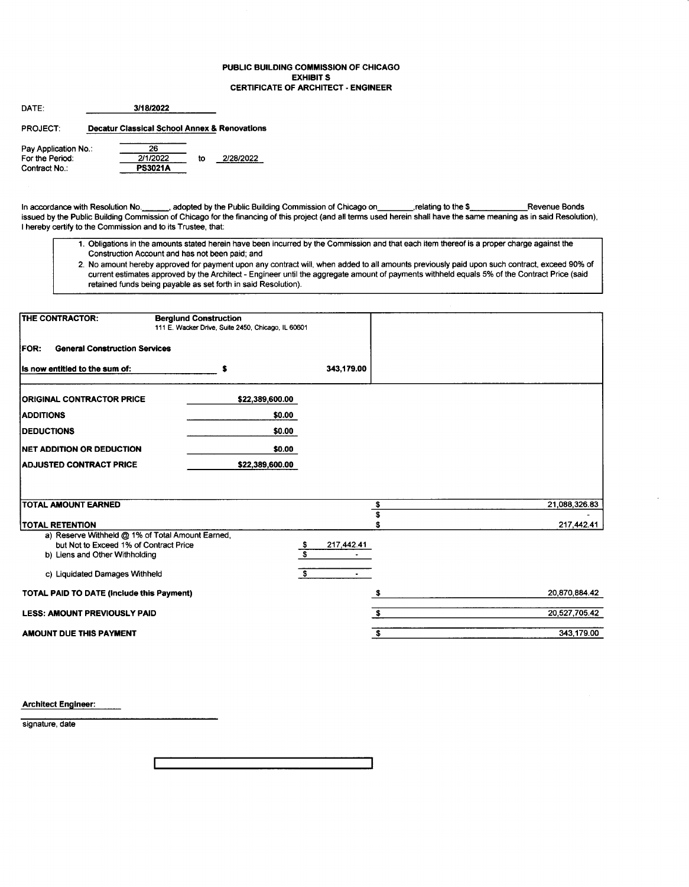# PUBLIC BUILDING COMMISSION OF CHICAGO
## EXHIBIT S
## CERTIFICATE OF ARCHITECT - ENGINEER

DATE: **3/18/2022**

PROJECT: **Decatur Classical School Annex & Renovations**

Pay Application No.: 26
For the Period: 2/1/2022 to 2/28/2022
Contract No.: **PS3021A**

In accordance with Resolution No.______, adopted by the Public Building Commission of Chicago on________,relating to the $____________Revenue Bonds issued by the Public Building Commission of Chicago for the financing of this project (and all terms used herein shall have the same meaning as in said Resolution), I hereby certify to the Commission and to its Trustee, that:

1. Obligations in the amounts stated herein have been incurred by the Commission and that each item thereof is a proper charge against the Construction Account and has not been paid; and
2. No amount hereby approved for payment upon any contract will, when added to all amounts previously paid upon such contract, exceed 90% of current estimates approved by the Architect - Engineer until the aggregate amount of payments withheld equals 5% of the Contract Price (said retained funds being payable as set forth in said Resolution).

**THE CONTRACTOR:** **Berglund Construction**
111 E. Wacker Drive, Suite 2450, Chicago, IL 60601

**FOR: General Construction Services**

**Is now entitled to the sum of:** $ 343,179.00

| | | | |
|---|---|---|---|
| **ORIGINAL CONTRACTOR PRICE** | $22,389,600.00 | | |
| **ADDITIONS** | $0.00 | | |
| **DEDUCTIONS** | $0.00 | | |
| **NET ADDITION OR DEDUCTION** | $0.00 | | |
| **ADJUSTED CONTRACT PRICE** | $22,389,600.00 | | |
| **TOTAL AMOUNT EARNED** | | | $ 21,088,326.83 |
| | | | $ - |
| **TOTAL RETENTION** | | | $ 217,442.41 |
| a) Reserve Withheld @ 1% of Total Amount Earned, but Not to Exceed 1% of Contract Price | | $ 217,442.41 | |
| b) Liens and Other Withholding | | $ - | |
| c) Liquidated Damages Withheld | | $ - | |
| **TOTAL PAID TO DATE (Include this Payment)** | | | $ 20,870,884.42 |
| **LESS: AMOUNT PREVIOUSLY PAID** | | | $ 20,527,705.42 |
| **AMOUNT DUE THIS PAYMENT** | | | $ 343,179.00 |

**Architect Engineer:**

signature, date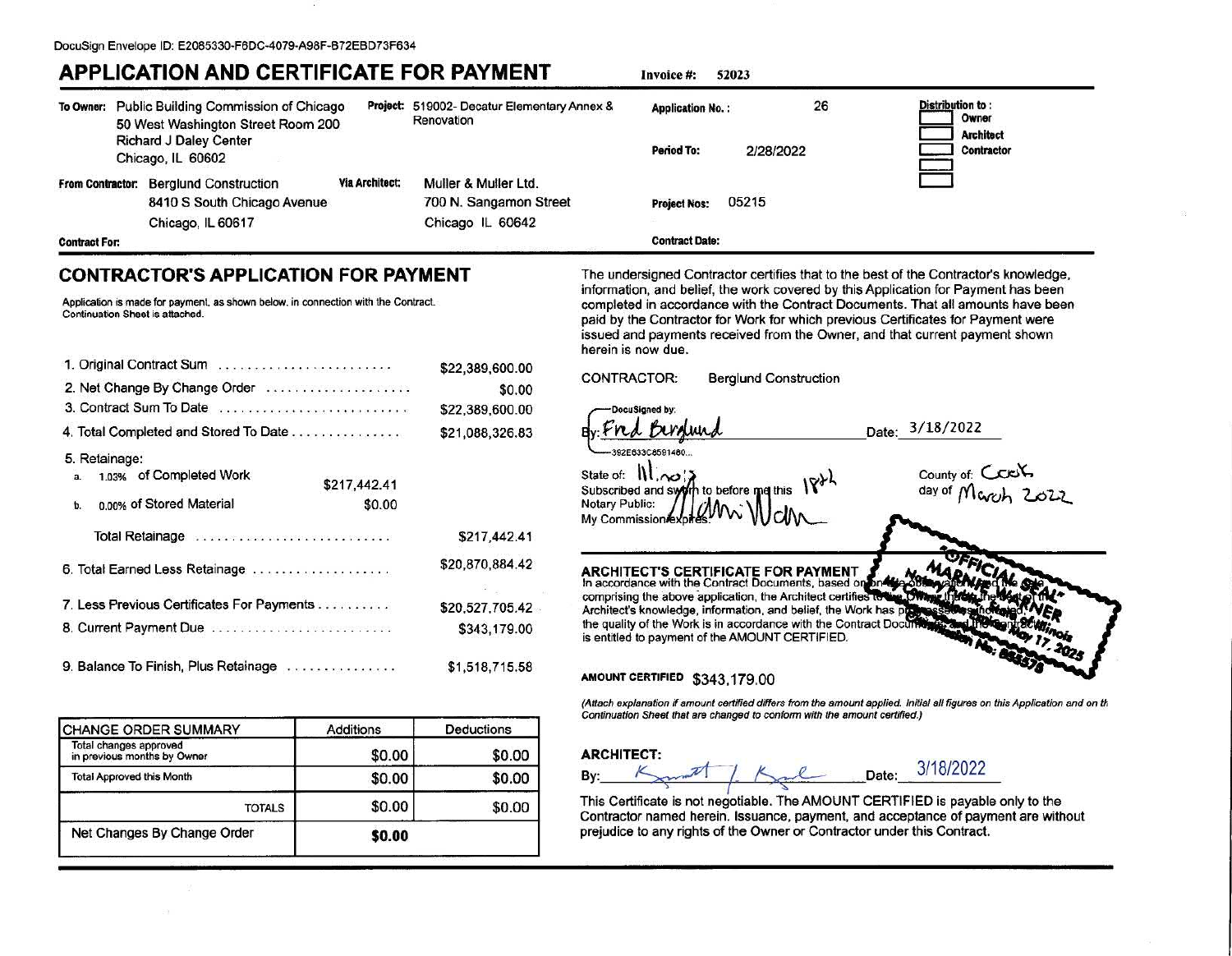DocuSign Envelope ID: E2085330-F6DC-4079-A98F-B72EBD73F634

# APPLICATION AND CERTIFICATE FOR PAYMENT

**Invoice #:** 52023

**To Owner:** Public Building Commission of Chicago
50 West Washington Street Room 200
Richard J Daley Center
Chicago, IL 60602

**Project:** 519002- Decatur Elementary Annex & Renovation

**Application No.:** 26

**Period To:** 2/28/2022

**Distribution to:**
- Owner
- Architect
- Contractor

**From Contractor:** Berglund Construction
8410 S South Chicago Avenue
Chicago, IL 60617

**Via Architect:** Muller & Muller Ltd.
700 N. Sangamon Street
Chicago IL 60642

**Project Nos:** 05215

**Contract For:**

**Contract Date:**

## CONTRACTOR'S APPLICATION FOR PAYMENT

Application is made for payment, as shown below, in connection with the Contract.
Continuation Sheet is attached.

| | | |
|---|---|---|
| 1. Original Contract Sum | | $22,389,600.00 |
| 2. Net Change By Change Order | | $0.00 |
| 3. Contract Sum To Date | | $22,389,600.00 |
| 4. Total Completed and Stored To Date | | $21,088,326.83 |
| 5. Retainage: | | |
| a. 1.03% of Completed Work | $217,442.41 | |
| b. 0.00% of Stored Material | $0.00 | |
| Total Retainage | | $217,442.41 |
| 6. Total Earned Less Retainage | | $20,870,884.42 |
| 7. Less Previous Certificates For Payments | | $20,527,705.42 |
| 8. Current Payment Due | | $343,179.00 |
| 9. Balance To Finish, Plus Retainage | | $1,518,715.58 |

| CHANGE ORDER SUMMARY | Additions | Deductions |
|---|---|---|
| Total changes approved in previous months by Owner | $0.00 | $0.00 |
| Total Approved this Month | $0.00 | $0.00 |
| TOTALS | $0.00 | $0.00 |
| Net Changes By Change Order | **$0.00** | |

The undersigned Contractor certifies that to the best of the Contractor's knowledge, information, and belief, the work covered by this Application for Payment has been completed in accordance with the Contract Documents. That all amounts have been paid by the Contractor for Work for which previous Certificates for Payment were issued and payments received from the Owner, and that current payment shown herein is now due.

CONTRACTOR: Berglund Construction

DocuSigned by:
By: Fred Berglund Date: 3/18/2022
392E633C8591480...

State of: Illinois County of: Cook
Subscribed and sworn to before me this 18th day of March 2022
Notary Public: Marnie Warner
My Commission expires:

"OFFICIAL SEAL" MARNIE WARNER Notary Public, State of Illinois My Commission Expires May 17, 2025 Commission No. 855578

### ARCHITECT'S CERTIFICATE FOR PAYMENT

In accordance with the Contract Documents, based on on-site observations and the data comprising the above application, the Architect certifies to the Owner that to the best of the Architect's knowledge, information, and belief, the Work has progressed as indicated, the quality of the Work is in accordance with the Contract Documents, and the Contractor is entitled to payment of the AMOUNT CERTIFIED.

**AMOUNT CERTIFIED** $343,179.00

*(Attach explanation if amount certified differs from the amount applied. Initial all figures on this Application and on the Continuation Sheet that are changed to conform with the amount certified.)*

**ARCHITECT:**

By: _Kermit J. Kral_ Date: 3/18/2022

This Certificate is not negotiable. The AMOUNT CERTIFIED is payable only to the Contractor named herein. Issuance, payment, and acceptance of payment are without prejudice to any rights of the Owner or Contractor under this Contract.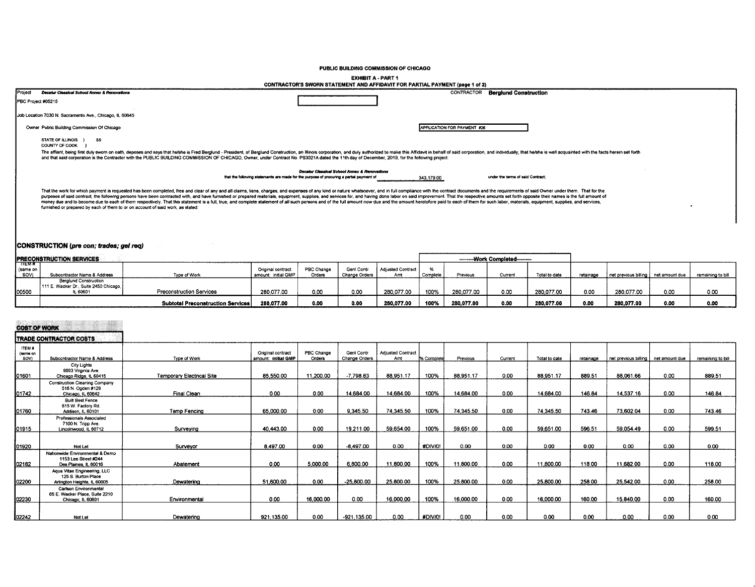**PUBLIC BUILDING COMMISSION OF CHICAGO**

**EXHIBIT A - PART 1**

**CONTRACTOR'S SWORN STATEMENT AND AFFIDAVIT FOR PARTIAL PAYMENT (page 1 of 2)**

Project *Decatur Classical School Annex & Renovations*

CONTRACTOR **Berglund Construction**

PBC Project #05215

Job Location 7030 N. Sacramento Ave., Chicago, IL 60645

Owner Public Building Commission Of Chicago

APPLICATION FOR PAYMENT #26

STATE OF ILLINOIS } SS
COUNTY OF COOK }

The affiant, being first duly sworn on oath, deposes and says that he/she is Fred Berglund - President, of Berglund Construction, an Illinois corporation, and duly authorized to make this Affidavit in behalf of said corporation, and individually; that he/she is well acquainted with the facts herein set forth and that said corporation is the Contractor with the PUBLIC BUILDING COMMISSION OF CHICAGO, Owner, under Contract No. PS3021A dated the 11th day of December, 2019, for the following project:

*Decatur Classical School Annex & Renovations*

that the following statements are made for the purpose of procuring a partial payment of 343,179.00 under the terms of said Contract;

That the work for which payment is requested has been completed, free and clear of any and all claims, liens, charges, and expenses of any kind or nature whatsoever, and in full compliance with the contract documents and the requirements of said Owner under them. That for the purposes of said contract, the following persons have been contracted with, and have furnished or prepared materials, equipment, supplies, and services for, and having done labor on said improvement. That the respective amounts set forth opposite their names is the full amount of money due and to become due to each of them respectively. That this statement is a full, true, and complete statement of all such persons and of the full amount now due and the amount heretofore paid to each of them for such labor, materials, equipment, supplies, and services, furnished or prepared by each of them to or on account of said work, as stated.

## CONSTRUCTION (*pre con; trades; gel req*)

### PRECONSTRUCTION SERVICES

| ITEM # (same on SOV) | Subcontractor Name & Address | Type of Work | Original contract amount: initial GMP | PBC Change Orders | Genl Contr Change Orders | Adjusted Contract Amt | % Complete | Work Completed: Previous | Current | Total to date | retainage | net previous billing | net amount due | remaining to bill |
|---|---|---|---|---|---|---|---|---|---|---|---|---|---|---|
| 00500 | Berglund Construction 111 E. Wacker Dr., Suite 2450 Chicago, IL 60601 | Preconstruction Services | 280,077.00 | 0.00 | 0.00 | 280,077.00 | 100% | 280,077.00 | 0.00 | 280,077.00 | 0.00 | 280,077.00 | 0.00 | 0.00 |
| | | **Subtotal Preconstruction Services** | **280,077.00** | **0.00** | **0.00** | **280,077.00** | **100%** | **280,077.00** | **0.00** | **280,077.00** | **0.00** | **280,077.00** | **0.00** | **0.00** |

### COST OF WORK

#### TRADE CONTRACTOR COSTS

| ITEM # (same on SOV) | Subcontractor Name & Address | Type of Work | Original contract amount: initial GMP | PBC Change Orders | Genl Contr Change Orders | Adjusted Contract Amt | % Complete | Previous | Current | Total to date | retainage | net previous billing | net amount due | remaining to bill |
|---|---|---|---|---|---|---|---|---|---|---|---|---|---|---|
| 01601 | City Lights 9993 Virginia Ave. Chicago Ridge, IL 60415 | Temporary Electrical Site | 85,550.00 | 11,200.00 | -7,798.83 | 88,951.17 | 100% | 88,951.17 | 0.00 | 88,951.17 | 889.51 | 88,061.66 | 0.00 | 889.51 |
| 01742 | Construction Cleaning Company 516 N. Ogden #129 Chicago, IL 60642 | Final Clean | 0.00 | 0.00 | 14,684.00 | 14,684.00 | 100% | 14,684.00 | 0.00 | 14,684.00 | 146.84 | 14,537.16 | 0.00 | 146.84 |
| 01760 | Built Best Fence 615 W. Factory Rd. Addison, IL 60101 | Temp Fencing | 65,000.00 | 0.00 | 9,345.50 | 74,345.50 | 100% | 74,345.50 | 0.00 | 74,345.50 | 743.46 | 73,602.04 | 0.00 | 743.46 |
| 01915 | Professionals Associated 7100 N. Tripp Ave. Lincolnwood, IL 60712 | Surveying | 40,443.00 | 0.00 | 19,211.00 | 59,654.00 | 100% | 59,651.00 | 0.00 | 59,651.00 | 596.51 | 59,054.49 | 0.00 | 599.51 |
| 01920 | Not Let | Surveyor | 8,497.00 | 0.00 | -8,497.00 | 0.00 | #DIV/0! | 0.00 | 0.00 | 0.00 | 0.00 | 0.00 | 0.00 | 0.00 |
| 02182 | Nationwide Environmental & Demo 1153 Lee Street #244 Des Plaines, IL 60016 | Abatement | 0.00 | 5,000.00 | 6,800.00 | 11,800.00 | 100% | 11,800.00 | 0.00 | 11,800.00 | 118.00 | 11,682.00 | 0.00 | 118.00 |
| 02200 | Aqua Vitae Engineering, LLC 125 S. Burton Place Arlington Heights, IL 60005 | Dewatering | 51,600.00 | 0.00 | -25,800.00 | 25,800.00 | 100% | 25,800.00 | 0.00 | 25,800.00 | 258.00 | 25,542.00 | 0.00 | 258.00 |
| 02230 | Carlson Environmental 65 E. Wacker Place, Suite 2210 Chicago, IL 60601 | Environmental | 0.00 | 16,000.00 | 0.00 | 16,000.00 | 100% | 16,000.00 | 0.00 | 16,000.00 | 160.00 | 15,840.00 | 0.00 | 160.00 |
| 02242 | Not Let | Dewatering | 921,135.00 | 0.00 | -921,135.00 | 0.00 | #DIV/0! | 0.00 | 0.00 | 0.00 | 0.00 | 0.00 | 0.00 | 0.00 |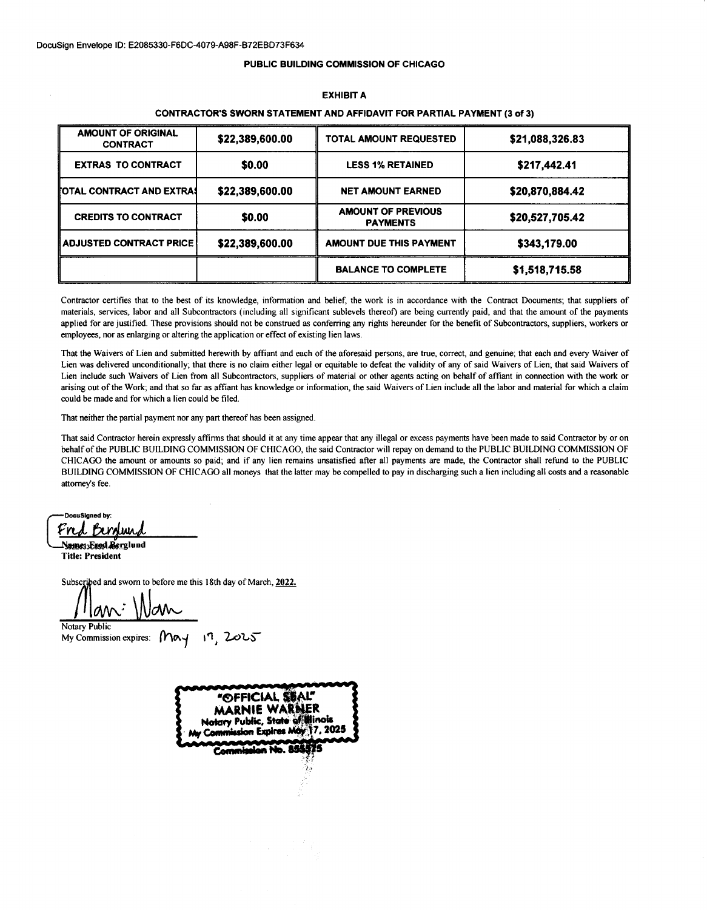DocuSign Envelope ID: E2085330-F6DC-4079-A98F-B72EBD73F634

**PUBLIC BUILDING COMMISSION OF CHICAGO**

**EXHIBIT A**

**CONTRACTOR'S SWORN STATEMENT AND AFFIDAVIT FOR PARTIAL PAYMENT (3 of 3)**

| | | | |
|---|---|---|---|
| **AMOUNT OF ORIGINAL CONTRACT** | **$22,389,600.00** | **TOTAL AMOUNT REQUESTED** | **$21,088,326.83** |
| **EXTRAS TO CONTRACT** | **$0.00** | **LESS 1% RETAINED** | **$217,442.41** |
| **TOTAL CONTRACT AND EXTRAS** | **$22,389,600.00** | **NET AMOUNT EARNED** | **$20,870,884.42** |
| **CREDITS TO CONTRACT** | **$0.00** | **AMOUNT OF PREVIOUS PAYMENTS** | **$20,527,705.42** |
| **ADJUSTED CONTRACT PRICE** | **$22,389,600.00** | **AMOUNT DUE THIS PAYMENT** | **$343,179.00** |
| | | **BALANCE TO COMPLETE** | **$1,518,715.58** |

Contractor certifies that to the best of its knowledge, information and belief, the work is in accordance with the Contract Documents; that suppliers of materials, services, labor and all Subcontractors (including all significant sublevels thereof) are being currently paid, and that the amount of the payments applied for are justified. These provisions should not be construed as conferring any rights hereunder for the benefit of Subcontractors, suppliers, workers or employees, nor as enlarging or altering the application or effect of existing lien laws.

That the Waivers of Lien and submitted herewith by affiant and each of the aforesaid persons, are true, correct, and genuine; that each and every Waiver of Lien was delivered unconditionally; that there is no claim either legal or equitable to defeat the validity of any of said Waivers of Lien; that said Waivers of Lien include such Waivers of Lien from all Subcontractors, suppliers of material or other agents acting on behalf of affiant in connection with the work or arising out of the Work; and that so far as affiant has knowledge or information, the said Waivers of Lien include all the labor and material for which a claim could be made and for which a lien could be filed.

That neither the partial payment nor any part thereof has been assigned.

That said Contractor herein expressly affirms that should it at any time appear that any illegal or excess payments have been made to said Contractor by or on behalf of the PUBLIC BUILDING COMMISSION OF CHICAGO, the said Contractor will repay on demand to the PUBLIC BUILDING COMMISSION OF CHICAGO the amount or amounts so paid; and if any lien remains unsatisfied after all payments are made, the Contractor shall refund to the PUBLIC BUILDING COMMISSION OF CHICAGO all moneys that the latter may be compelled to pay in discharging such a lien including all costs and a reasonable attorney's fee.

DocuSigned by:
Fred Berglund

**Name: Fred Berglund**
**Title: President**

Subscribed and sworn to before me this 18th day of March, **2022.**

Marni Warn

Notary Public
My Commission expires: May 17, 2025

"OFFICIAL SEAL"
MARNIE WARNER
Notary Public, State of Illinois
My Commission Expires May 17, 2025
Commission No. 855575